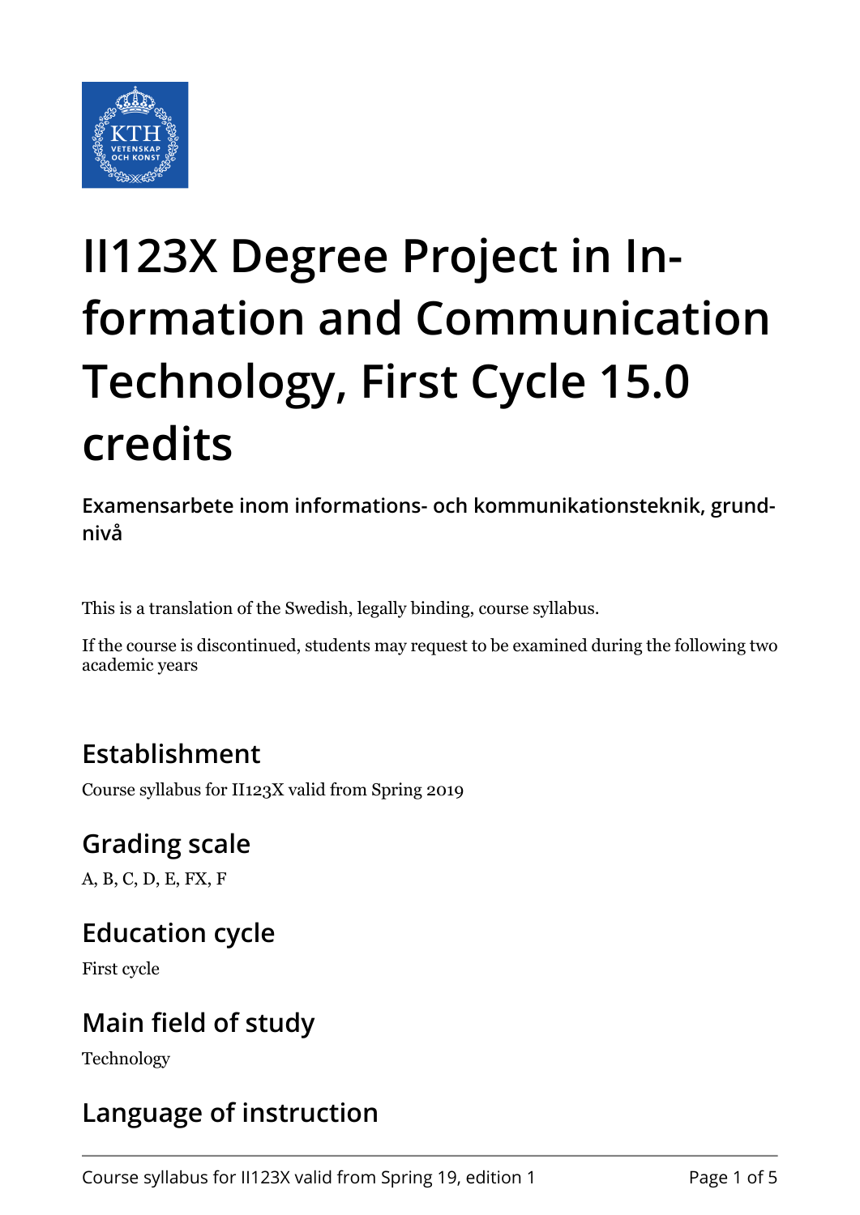# II123X Degree Project in Information and Communication Technology, First Cycle 15.0 credits

**Examensarbete inom informations- och kommunikationsteknik, grundnivå**

This is a translation of the Swedish, legally binding, course syllabus.

If the course is discontinued, students may request to be examined during the following two academic years

## Establishment

Course syllabus for II123X valid from Spring 2019

## Grading scale

A, B, C, D, E, FX, F

## Education cycle

First cycle

## Main field of study

Technology

## Language of instruction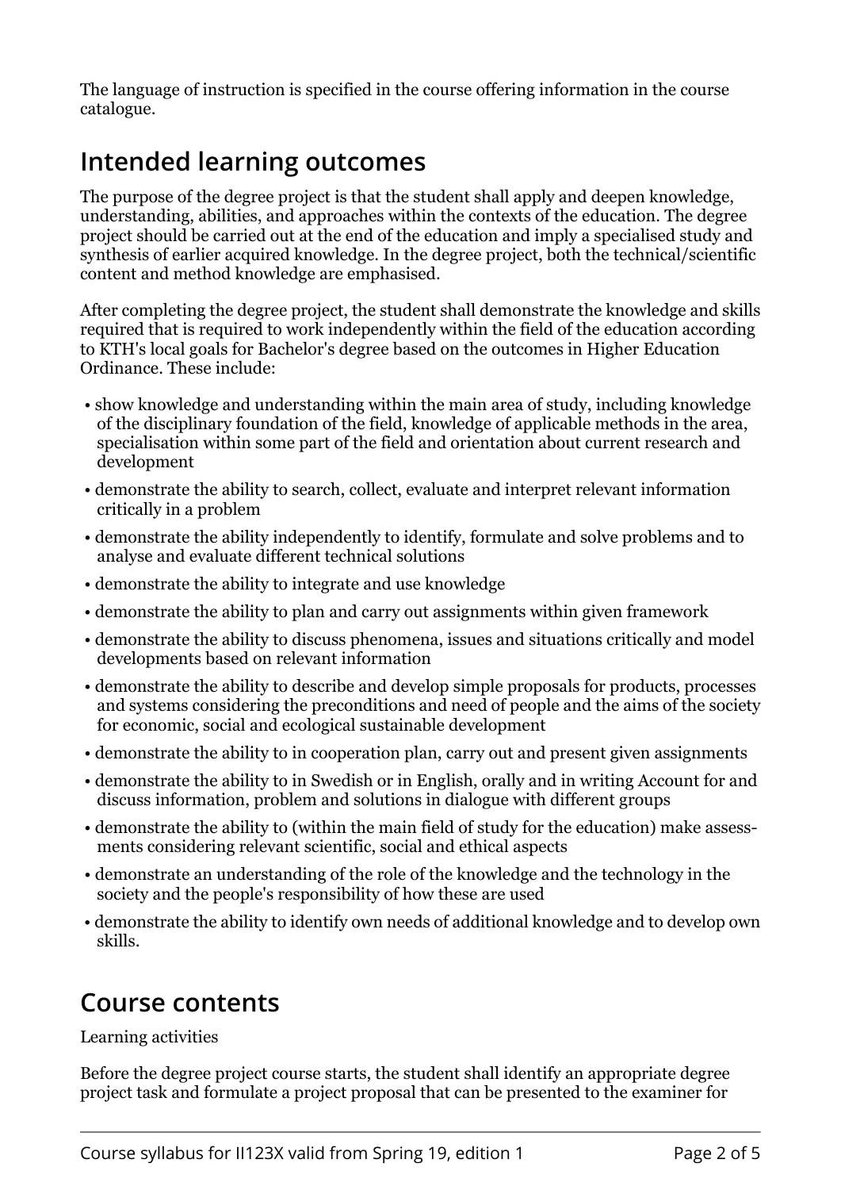The language of instruction is specified in the course offering information in the course catalogue.

## Intended learning outcomes

The purpose of the degree project is that the student shall apply and deepen knowledge, understanding, abilities, and approaches within the contexts of the education. The degree project should be carried out at the end of the education and imply a specialised study and synthesis of earlier acquired knowledge. In the degree project, both the technical/scientific content and method knowledge are emphasised.

After completing the degree project, the student shall demonstrate the knowledge and skills required that is required to work independently within the field of the education according to KTH's local goals for Bachelor's degree based on the outcomes in Higher Education Ordinance. These include:

- show knowledge and understanding within the main area of study, including knowledge of the disciplinary foundation of the field, knowledge of applicable methods in the area, specialisation within some part of the field and orientation about current research and development
- demonstrate the ability to search, collect, evaluate and interpret relevant information critically in a problem
- demonstrate the ability independently to identify, formulate and solve problems and to analyse and evaluate different technical solutions
- demonstrate the ability to integrate and use knowledge
- demonstrate the ability to plan and carry out assignments within given framework
- demonstrate the ability to discuss phenomena, issues and situations critically and model developments based on relevant information
- demonstrate the ability to describe and develop simple proposals for products, processes and systems considering the preconditions and need of people and the aims of the society for economic, social and ecological sustainable development
- demonstrate the ability to in cooperation plan, carry out and present given assignments
- demonstrate the ability to in Swedish or in English, orally and in writing Account for and discuss information, problem and solutions in dialogue with different groups
- demonstrate the ability to (within the main field of study for the education) make assessments considering relevant scientific, social and ethical aspects
- demonstrate an understanding of the role of the knowledge and the technology in the society and the people's responsibility of how these are used
- demonstrate the ability to identify own needs of additional knowledge and to develop own skills.

## Course contents

Learning activities

Before the degree project course starts, the student shall identify an appropriate degree project task and formulate a project proposal that can be presented to the examiner for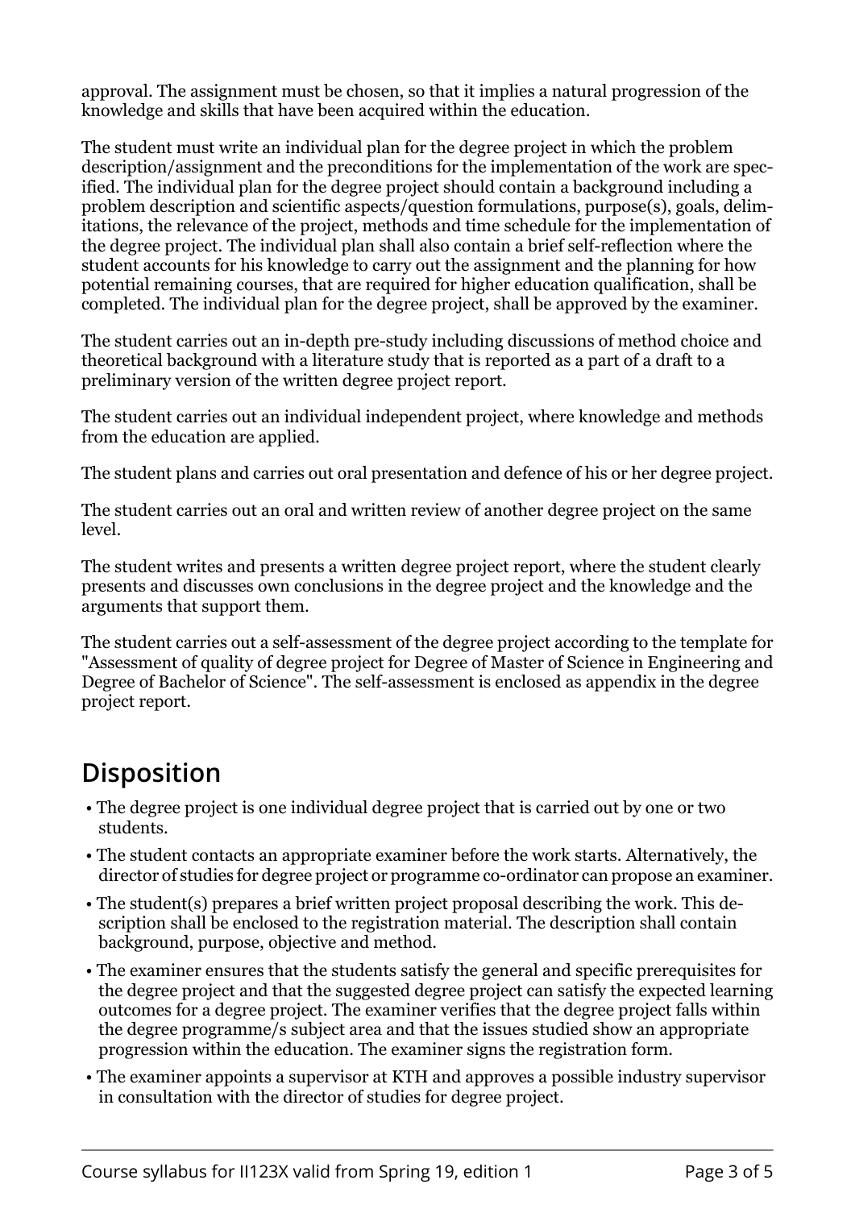approval. The assignment must be chosen, so that it implies a natural progression of the knowledge and skills that have been acquired within the education.

The student must write an individual plan for the degree project in which the problem description/assignment and the preconditions for the implementation of the work are specified. The individual plan for the degree project should contain a background including a problem description and scientific aspects/question formulations, purpose(s), goals, delimitations, the relevance of the project, methods and time schedule for the implementation of the degree project. The individual plan shall also contain a brief self-reflection where the student accounts for his knowledge to carry out the assignment and the planning for how potential remaining courses, that are required for higher education qualification, shall be completed. The individual plan for the degree project, shall be approved by the examiner.

The student carries out an in-depth pre-study including discussions of method choice and theoretical background with a literature study that is reported as a part of a draft to a preliminary version of the written degree project report.

The student carries out an individual independent project, where knowledge and methods from the education are applied.

The student plans and carries out oral presentation and defence of his or her degree project.

The student carries out an oral and written review of another degree project on the same level.

The student writes and presents a written degree project report, where the student clearly presents and discusses own conclusions in the degree project and the knowledge and the arguments that support them.

The student carries out a self-assessment of the degree project according to the template for "Assessment of quality of degree project for Degree of Master of Science in Engineering and Degree of Bachelor of Science". The self-assessment is enclosed as appendix in the degree project report.

## Disposition

- The degree project is one individual degree project that is carried out by one or two students.
- The student contacts an appropriate examiner before the work starts. Alternatively, the director of studies for degree project or programme co-ordinator can propose an examiner.
- The student(s) prepares a brief written project proposal describing the work. This description shall be enclosed to the registration material. The description shall contain background, purpose, objective and method.
- The examiner ensures that the students satisfy the general and specific prerequisites for the degree project and that the suggested degree project can satisfy the expected learning outcomes for a degree project. The examiner verifies that the degree project falls within the degree programme/s subject area and that the issues studied show an appropriate progression within the education. The examiner signs the registration form.
- The examiner appoints a supervisor at KTH and approves a possible industry supervisor in consultation with the director of studies for degree project.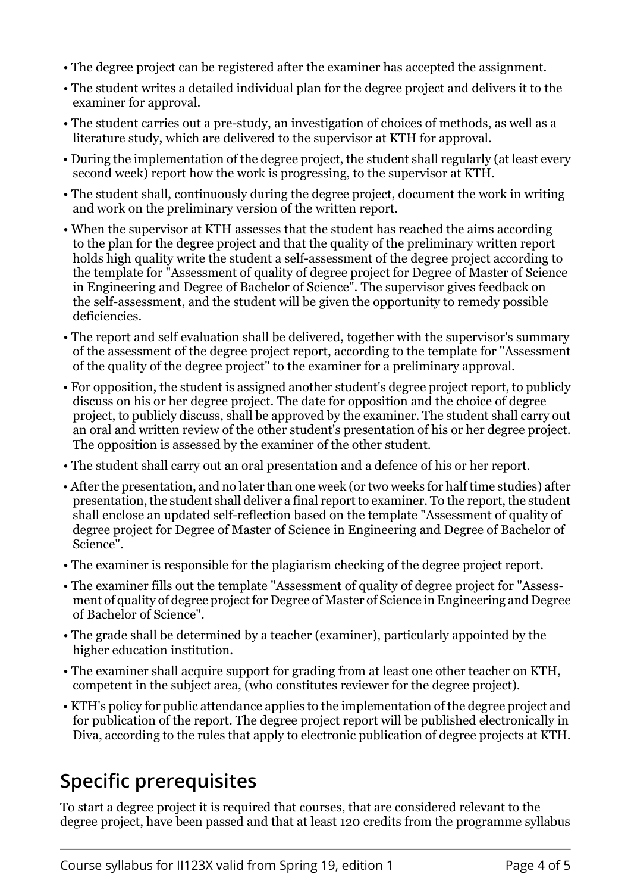- The degree project can be registered after the examiner has accepted the assignment.
- The student writes a detailed individual plan for the degree project and delivers it to the examiner for approval.
- The student carries out a pre-study, an investigation of choices of methods, as well as a literature study, which are delivered to the supervisor at KTH for approval.
- During the implementation of the degree project, the student shall regularly (at least every second week) report how the work is progressing, to the supervisor at KTH.
- The student shall, continuously during the degree project, document the work in writing and work on the preliminary version of the written report.
- When the supervisor at KTH assesses that the student has reached the aims according to the plan for the degree project and that the quality of the preliminary written report holds high quality write the student a self-assessment of the degree project according to the template for "Assessment of quality of degree project for Degree of Master of Science in Engineering and Degree of Bachelor of Science". The supervisor gives feedback on the self-assessment, and the student will be given the opportunity to remedy possible deficiencies.
- The report and self evaluation shall be delivered, together with the supervisor's summary of the assessment of the degree project report, according to the template for "Assessment of the quality of the degree project" to the examiner for a preliminary approval.
- For opposition, the student is assigned another student's degree project report, to publicly discuss on his or her degree project. The date for opposition and the choice of degree project, to publicly discuss, shall be approved by the examiner. The student shall carry out an oral and written review of the other student's presentation of his or her degree project. The opposition is assessed by the examiner of the other student.
- The student shall carry out an oral presentation and a defence of his or her report.
- After the presentation, and no later than one week (or two weeks for half time studies) after presentation, the student shall deliver a final report to examiner. To the report, the student shall enclose an updated self-reflection based on the template "Assessment of quality of degree project for Degree of Master of Science in Engineering and Degree of Bachelor of Science".
- The examiner is responsible for the plagiarism checking of the degree project report.
- The examiner fills out the template "Assessment of quality of degree project for "Assessment of quality of degree project for Degree of Master of Science in Engineering and Degree of Bachelor of Science".
- The grade shall be determined by a teacher (examiner), particularly appointed by the higher education institution.
- The examiner shall acquire support for grading from at least one other teacher on KTH, competent in the subject area, (who constitutes reviewer for the degree project).
- KTH's policy for public attendance applies to the implementation of the degree project and for publication of the report. The degree project report will be published electronically in Diva, according to the rules that apply to electronic publication of degree projects at KTH.

## Specific prerequisites

To start a degree project it is required that courses, that are considered relevant to the degree project, have been passed and that at least 120 credits from the programme syllabus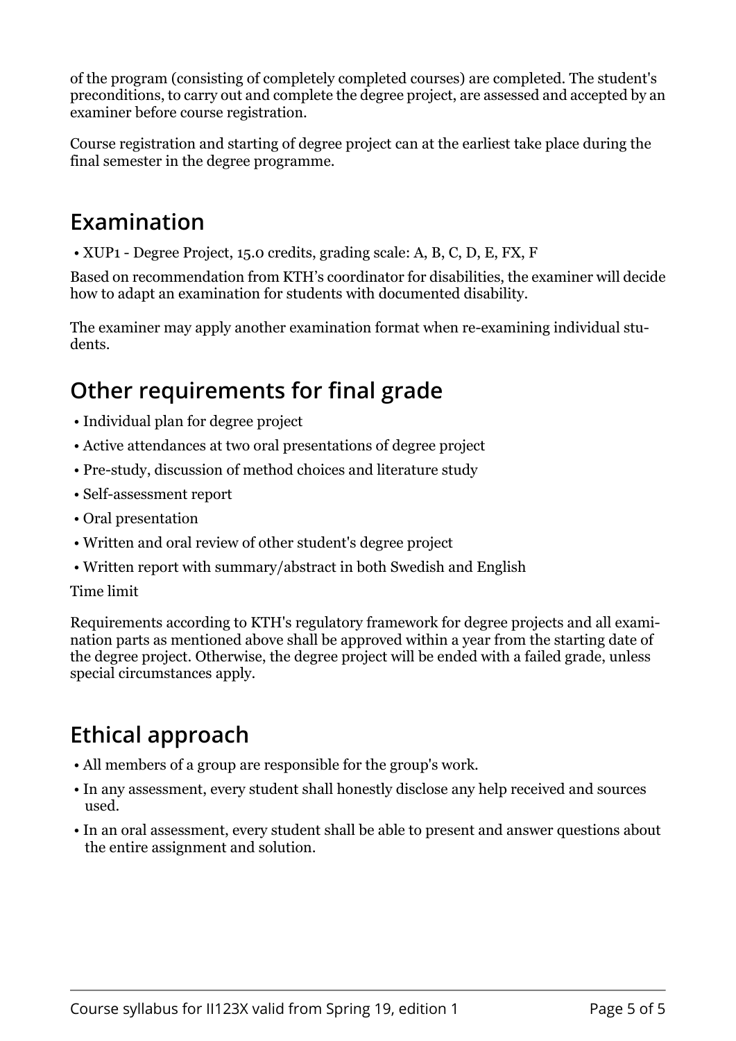of the program (consisting of completely completed courses) are completed. The student's preconditions, to carry out and complete the degree project, are assessed and accepted by an examiner before course registration.

Course registration and starting of degree project can at the earliest take place during the final semester in the degree programme.

## Examination

- XUP1 - Degree Project, 15.0 credits, grading scale: A, B, C, D, E, FX, F

Based on recommendation from KTH's coordinator for disabilities, the examiner will decide how to adapt an examination for students with documented disability.

The examiner may apply another examination format when re-examining individual students.

## Other requirements for final grade

- Individual plan for degree project
- Active attendances at two oral presentations of degree project
- Pre-study, discussion of method choices and literature study
- Self-assessment report
- Oral presentation
- Written and oral review of other student's degree project
- Written report with summary/abstract in both Swedish and English

Time limit

Requirements according to KTH's regulatory framework for degree projects and all examination parts as mentioned above shall be approved within a year from the starting date of the degree project. Otherwise, the degree project will be ended with a failed grade, unless special circumstances apply.

## Ethical approach

- All members of a group are responsible for the group's work.
- In any assessment, every student shall honestly disclose any help received and sources used.
- In an oral assessment, every student shall be able to present and answer questions about the entire assignment and solution.